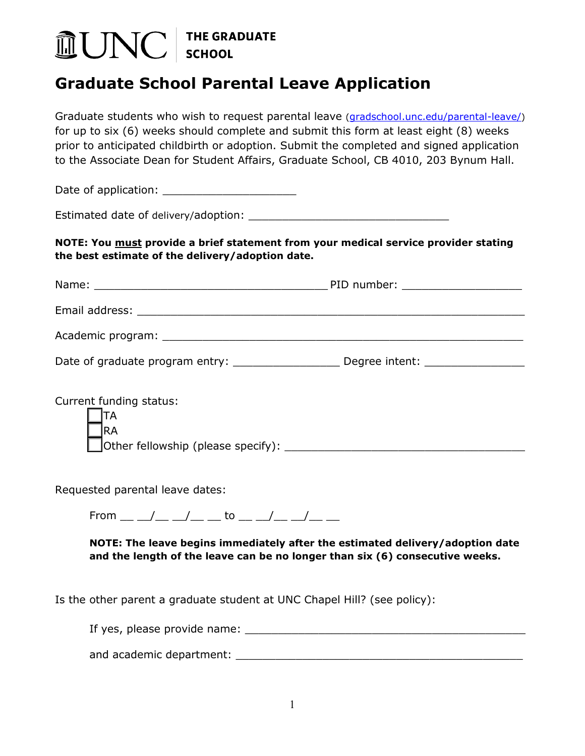UNC | THE GRADUATE SCHOOL

# Graduate School Parental Leave Application

Graduate students who wish to request parental leave (gradschool.unc.edu/parental-leave/) for up to six (6) weeks should complete and submit this form at least eight (8) weeks prior to anticipated childbirth or adoption. Submit the completed and signed application to the Associate Dean for Student Affairs, Graduate School, CB 4010, 203 Bynum Hall.

Date of application: ____________________

Estimated date of delivery/adoption: ______________________________

**NOTE: You must provide a brief statement from your medical service provider stating the best estimate of the delivery/adoption date.**

Name: ___________________________________ PID number: __________________

Email address: ___________________________________________________________

Academic program: _______________________________________________________

Date of graduate program entry: ________________ Degree intent: _______________

Current funding status:

- ☐ TA
- ☐ RA
- ☐ Other fellowship (please specify): ____________________________________

Requested parental leave dates:

From __ __/__ __/__ __ to __ __/__ __/__ __

**NOTE: The leave begins immediately after the estimated delivery/adoption date and the length of the leave can be no longer than six (6) consecutive weeks.**

Is the other parent a graduate student at UNC Chapel Hill? (see policy):

If yes, please provide name: ___________________________________________

and academic department: ___________________________________________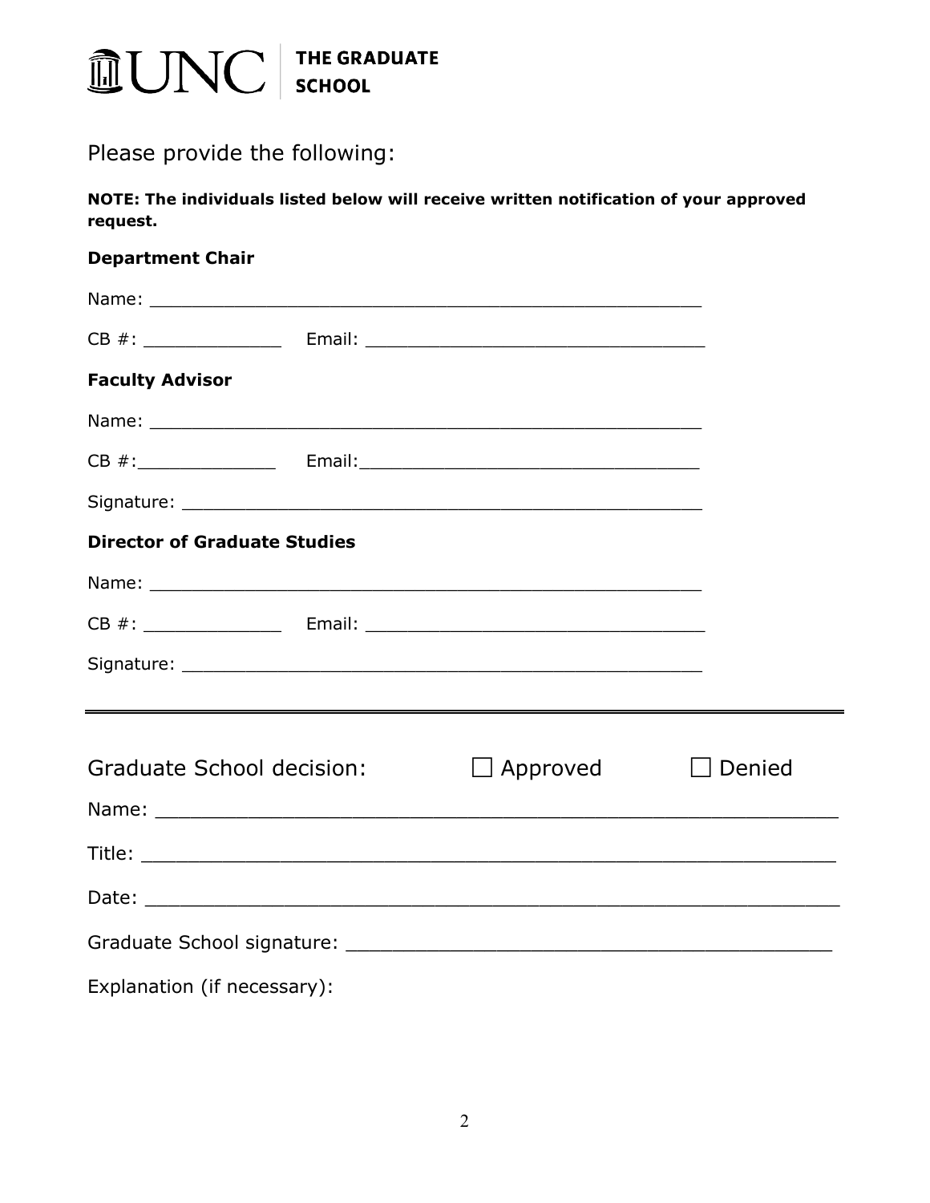UNC THE GRADUATE SCHOOL

Please provide the following:

**NOTE: The individuals listed below will receive written notification of your approved request.**

**Department Chair**

Name: ____________________________________________________

CB #: _____________ Email: _______________________________

**Faculty Advisor**

Name: ____________________________________________________

CB #:_____________ Email:_______________________________

Signature: ________________________________________________

**Director of Graduate Studies**

Name: ____________________________________________________

CB #: _____________ Email: _______________________________

Signature: ________________________________________________

---

Graduate School decision: ☐ Approved ☐ Denied

Name: ____________________________________________________________

Title: _____________________________________________________________

Date: _____________________________________________________________

Graduate School signature: __________________________________________

Explanation (if necessary):